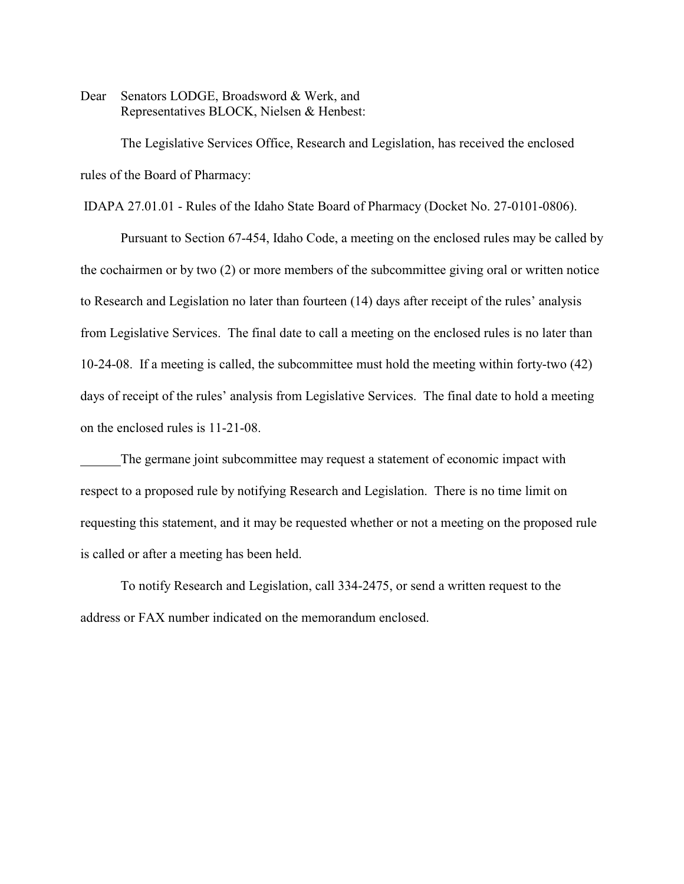Dear Senators LODGE, Broadsword & Werk, and
Representatives BLOCK, Nielsen & Henbest:

The Legislative Services Office, Research and Legislation, has received the enclosed rules of the Board of Pharmacy:

IDAPA 27.01.01 - Rules of the Idaho State Board of Pharmacy (Docket No. 27-0101-0806).

Pursuant to Section 67-454, Idaho Code, a meeting on the enclosed rules may be called by the cochairmen or by two (2) or more members of the subcommittee giving oral or written notice to Research and Legislation no later than fourteen (14) days after receipt of the rules' analysis from Legislative Services. The final date to call a meeting on the enclosed rules is no later than 10-24-08. If a meeting is called, the subcommittee must hold the meeting within forty-two (42) days of receipt of the rules' analysis from Legislative Services. The final date to hold a meeting on the enclosed rules is 11-21-08.

______The germane joint subcommittee may request a statement of economic impact with respect to a proposed rule by notifying Research and Legislation. There is no time limit on requesting this statement, and it may be requested whether or not a meeting on the proposed rule is called or after a meeting has been held.

To notify Research and Legislation, call 334-2475, or send a written request to the address or FAX number indicated on the memorandum enclosed.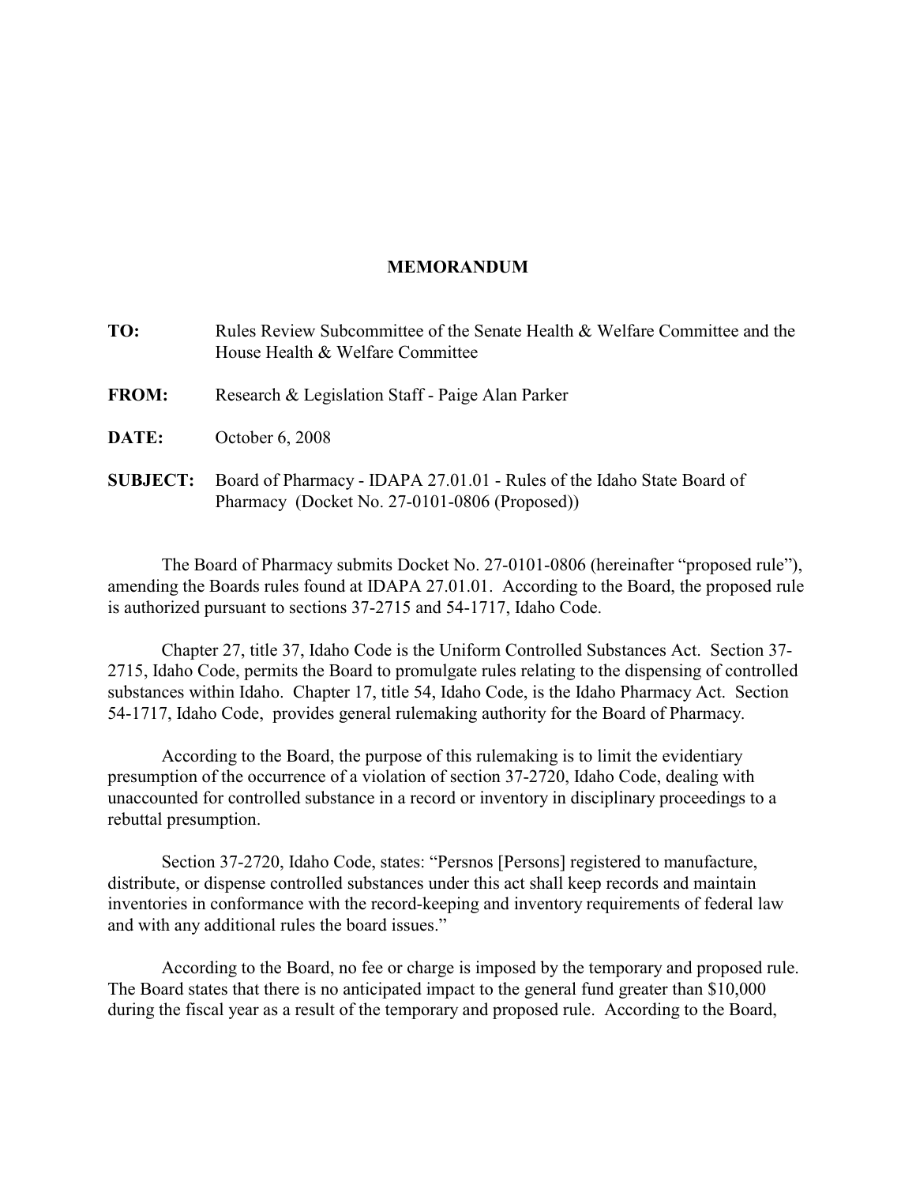**MEMORANDUM**

**TO:** Rules Review Subcommittee of the Senate Health & Welfare Committee and the House Health & Welfare Committee

**FROM:** Research & Legislation Staff - Paige Alan Parker

**DATE:** October 6, 2008

**SUBJECT:** Board of Pharmacy - IDAPA 27.01.01 - Rules of the Idaho State Board of Pharmacy (Docket No. 27-0101-0806 (Proposed))

The Board of Pharmacy submits Docket No. 27-0101-0806 (hereinafter "proposed rule"), amending the Boards rules found at IDAPA 27.01.01. According to the Board, the proposed rule is authorized pursuant to sections 37-2715 and 54-1717, Idaho Code.

Chapter 27, title 37, Idaho Code is the Uniform Controlled Substances Act. Section 37-2715, Idaho Code, permits the Board to promulgate rules relating to the dispensing of controlled substances within Idaho. Chapter 17, title 54, Idaho Code, is the Idaho Pharmacy Act. Section 54-1717, Idaho Code, provides general rulemaking authority for the Board of Pharmacy.

According to the Board, the purpose of this rulemaking is to limit the evidentiary presumption of the occurrence of a violation of section 37-2720, Idaho Code, dealing with unaccounted for controlled substance in a record or inventory in disciplinary proceedings to a rebuttal presumption.

Section 37-2720, Idaho Code, states: "Persnos [Persons] registered to manufacture, distribute, or dispense controlled substances under this act shall keep records and maintain inventories in conformance with the record-keeping and inventory requirements of federal law and with any additional rules the board issues."

According to the Board, no fee or charge is imposed by the temporary and proposed rule. The Board states that there is no anticipated impact to the general fund greater than $10,000 during the fiscal year as a result of the temporary and proposed rule. According to the Board,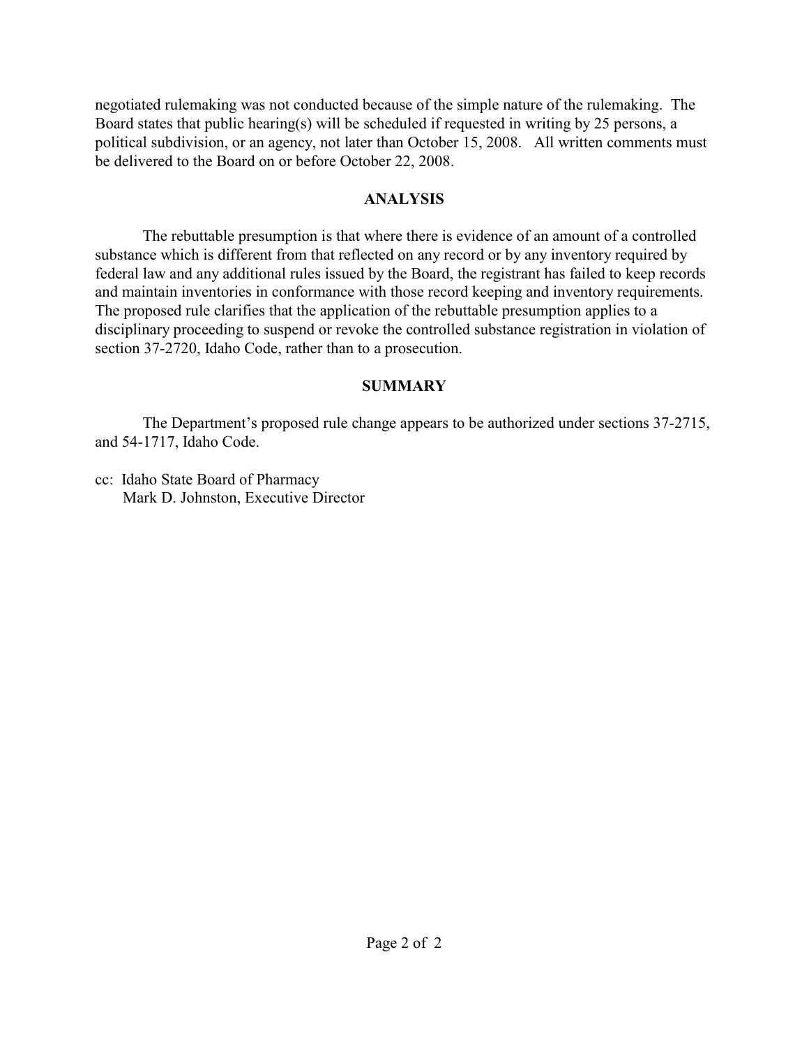negotiated rulemaking was not conducted because of the simple nature of the rulemaking. The Board states that public hearing(s) will be scheduled if requested in writing by 25 persons, a political subdivision, or an agency, not later than October 15, 2008. All written comments must be delivered to the Board on or before October 22, 2008.

## ANALYSIS

The rebuttable presumption is that where there is evidence of an amount of a controlled substance which is different from that reflected on any record or by any inventory required by federal law and any additional rules issued by the Board, the registrant has failed to keep records and maintain inventories in conformance with those record keeping and inventory requirements. The proposed rule clarifies that the application of the rebuttable presumption applies to a disciplinary proceeding to suspend or revoke the controlled substance registration in violation of section 37-2720, Idaho Code, rather than to a prosecution.

## SUMMARY

The Department's proposed rule change appears to be authorized under sections 37-2715, and 54-1717, Idaho Code.

cc: Idaho State Board of Pharmacy
 Mark D. Johnston, Executive Director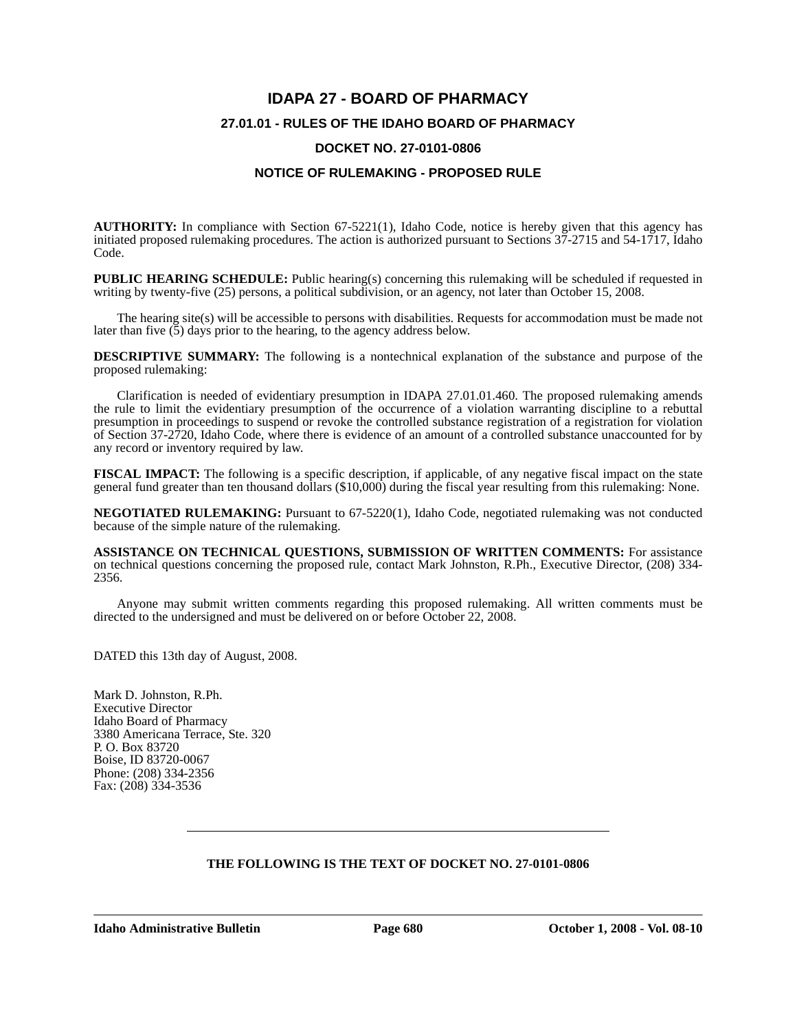# IDAPA 27 - BOARD OF PHARMACY

## 27.01.01 - RULES OF THE IDAHO BOARD OF PHARMACY

## DOCKET NO. 27-0101-0806

## NOTICE OF RULEMAKING - PROPOSED RULE

**AUTHORITY:** In compliance with Section 67-5221(1), Idaho Code, notice is hereby given that this agency has initiated proposed rulemaking procedures. The action is authorized pursuant to Sections 37-2715 and 54-1717, Idaho Code.

**PUBLIC HEARING SCHEDULE:** Public hearing(s) concerning this rulemaking will be scheduled if requested in writing by twenty-five (25) persons, a political subdivision, or an agency, not later than October 15, 2008.

The hearing site(s) will be accessible to persons with disabilities. Requests for accommodation must be made not later than five (5) days prior to the hearing, to the agency address below.

**DESCRIPTIVE SUMMARY:** The following is a nontechnical explanation of the substance and purpose of the proposed rulemaking:

Clarification is needed of evidentiary presumption in IDAPA 27.01.01.460. The proposed rulemaking amends the rule to limit the evidentiary presumption of the occurrence of a violation warranting discipline to a rebuttal presumption in proceedings to suspend or revoke the controlled substance registration of a registration for violation of Section 37-2720, Idaho Code, where there is evidence of an amount of a controlled substance unaccounted for by any record or inventory required by law.

**FISCAL IMPACT:** The following is a specific description, if applicable, of any negative fiscal impact on the state general fund greater than ten thousand dollars ($10,000) during the fiscal year resulting from this rulemaking: None.

**NEGOTIATED RULEMAKING:** Pursuant to 67-5220(1), Idaho Code, negotiated rulemaking was not conducted because of the simple nature of the rulemaking.

**ASSISTANCE ON TECHNICAL QUESTIONS, SUBMISSION OF WRITTEN COMMENTS:** For assistance on technical questions concerning the proposed rule, contact Mark Johnston, R.Ph., Executive Director, (208) 334-2356.

Anyone may submit written comments regarding this proposed rulemaking. All written comments must be directed to the undersigned and must be delivered on or before October 22, 2008.

DATED this 13th day of August, 2008.

Mark D. Johnston, R.Ph.
Executive Director
Idaho Board of Pharmacy
3380 Americana Terrace, Ste. 320
P. O. Box 83720
Boise, ID 83720-0067
Phone: (208) 334-2356
Fax: (208) 334-3536

---

**THE FOLLOWING IS THE TEXT OF DOCKET NO. 27-0101-0806**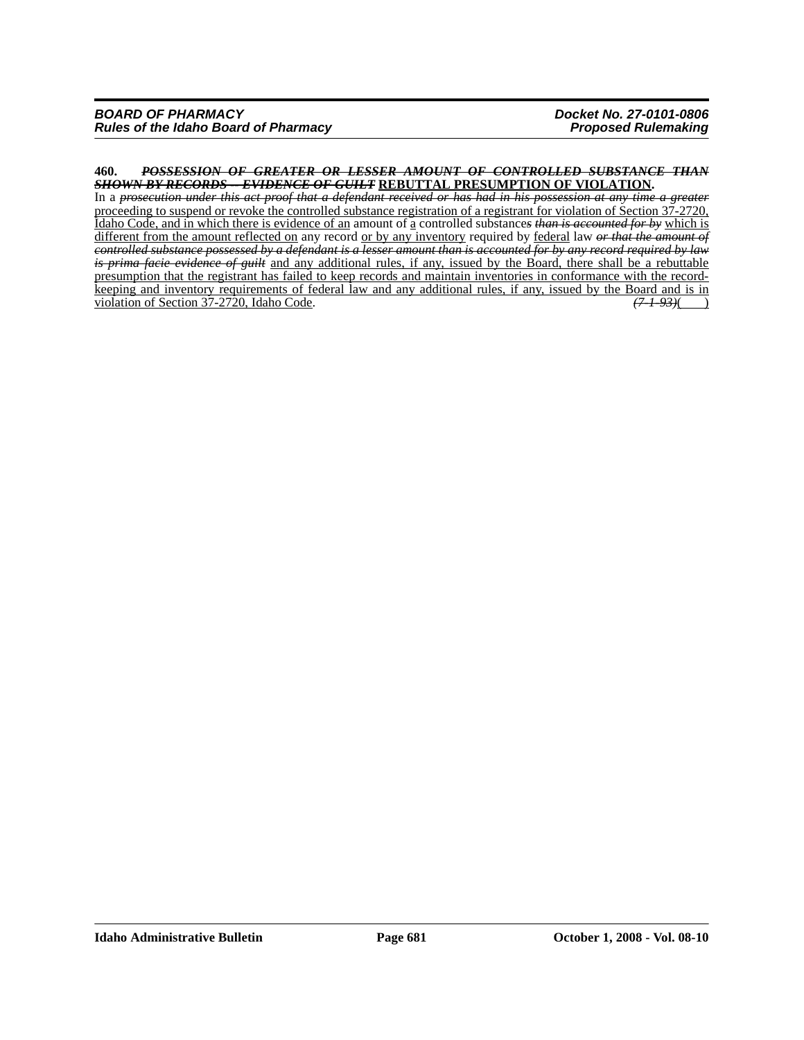**460. ~~POSSESSION OF GREATER OR LESSER AMOUNT OF CONTROLLED SUBSTANCE THAN SHOWN BY RECORDS -- EVIDENCE OF GUILT~~ REBUTTAL PRESUMPTION OF VIOLATION.**

In a ~~prosecution under this act proof that a defendant received or has had in his possession at any time a greater~~ proceeding to suspend or revoke the controlled substance registration of a registrant for violation of Section 37-2720, Idaho Code, and in which there is evidence of an amount of a controlled substance~~s~~ ~~than is accounted for by~~ which is different from the amount reflected on any record or by any inventory required by federal law ~~or that the amount of controlled substance possessed by a defendant is a lesser amount than is accounted for by any record required by law is prima facie evidence of guilt~~ and any additional rules, if any, issued by the Board, there shall be a rebuttable presumption that the registrant has failed to keep records and maintain inventories in conformance with the record-keeping and inventory requirements of federal law and any additional rules, if any, issued by the Board and is in violation of Section 37-2720, Idaho Code. ~~(7-1-93)~~( )